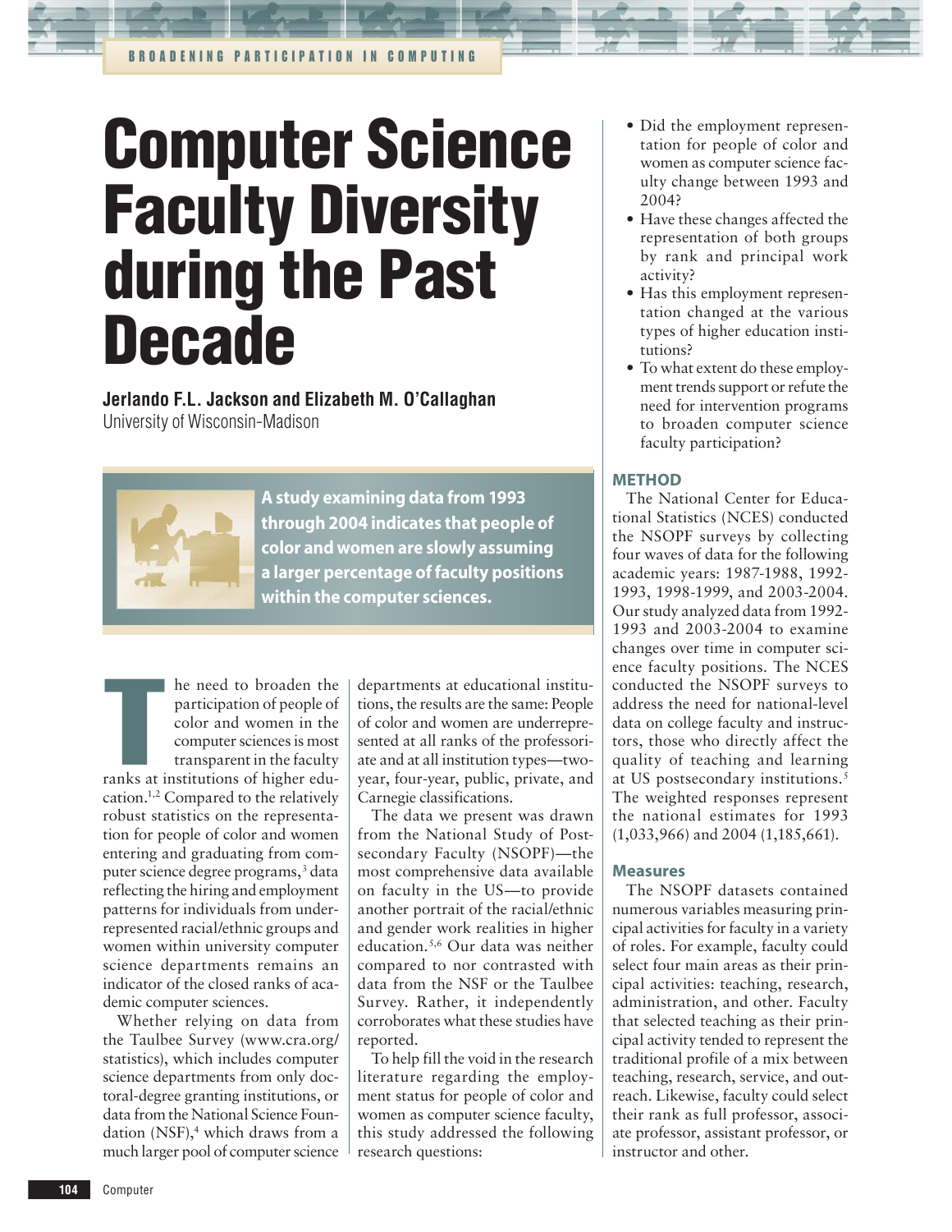# Computer Science Faculty Diversity during the Past Decade

**Jerlando F.L. Jackson and Elizabeth M. O'Callaghan**
University of Wisconsin-Madison

**A study examining data from 1993 through 2004 indicates that people of color and women are slowly assuming a larger percentage of faculty positions within the computer sciences.**

The need to broaden the participation of people of color and women in the computer sciences is most transparent in the faculty ranks at institutions of higher education.[1,2] Compared to the relatively robust statistics on the representation for people of color and women entering and graduating from computer science degree programs,[3] data reflecting the hiring and employment patterns for individuals from underrepresented racial/ethnic groups and women within university computer science departments remains an indicator of the closed ranks of academic computer sciences.

Whether relying on data from the Taulbee Survey (www.cra.org/statistics), which includes computer science departments from only doctoral-degree granting institutions, or data from the National Science Foundation (NSF),[4] which draws from a much larger pool of computer science departments at educational institutions, the results are the same: People of color and women are underrepresented at all ranks of the professoriate and at all institution types—two-year, four-year, public, private, and Carnegie classifications.

The data we present was drawn from the National Study of Postsecondary Faculty (NSOPF)—the most comprehensive data available on faculty in the US—to provide another portrait of the racial/ethnic and gender work realities in higher education.[5,6] Our data was neither compared to nor contrasted with data from the NSF or the Taulbee Survey. Rather, it independently corroborates what these studies have reported.

To help fill the void in the research literature regarding the employment status for people of color and women as computer science faculty, this study addressed the following research questions:

- Did the employment representation for people of color and women as computer science faculty change between 1993 and 2004?
- Have these changes affected the representation of both groups by rank and principal work activity?
- Has this employment representation changed at the various types of higher education institutions?
- To what extent do these employment trends support or refute the need for intervention programs to broaden computer science faculty participation?

## METHOD

The National Center for Educational Statistics (NCES) conducted the NSOPF surveys by collecting four waves of data for the following academic years: 1987-1988, 1992-1993, 1998-1999, and 2003-2004. Our study analyzed data from 1992-1993 and 2003-2004 to examine changes over time in computer science faculty positions. The NCES conducted the NSOPF surveys to address the need for national-level data on college faculty and instructors, those who directly affect the quality of teaching and learning at US postsecondary institutions.[5] The weighted responses represent the national estimates for 1993 (1,033,966) and 2004 (1,185,661).

### Measures

The NSOPF datasets contained numerous variables measuring principal activities for faculty in a variety of roles. For example, faculty could select four main areas as their principal activities: teaching, research, administration, and other. Faculty that selected teaching as their principal activity tended to represent the traditional profile of a mix between teaching, research, service, and outreach. Likewise, faculty could select their rank as full professor, associate professor, assistant professor, or instructor and other.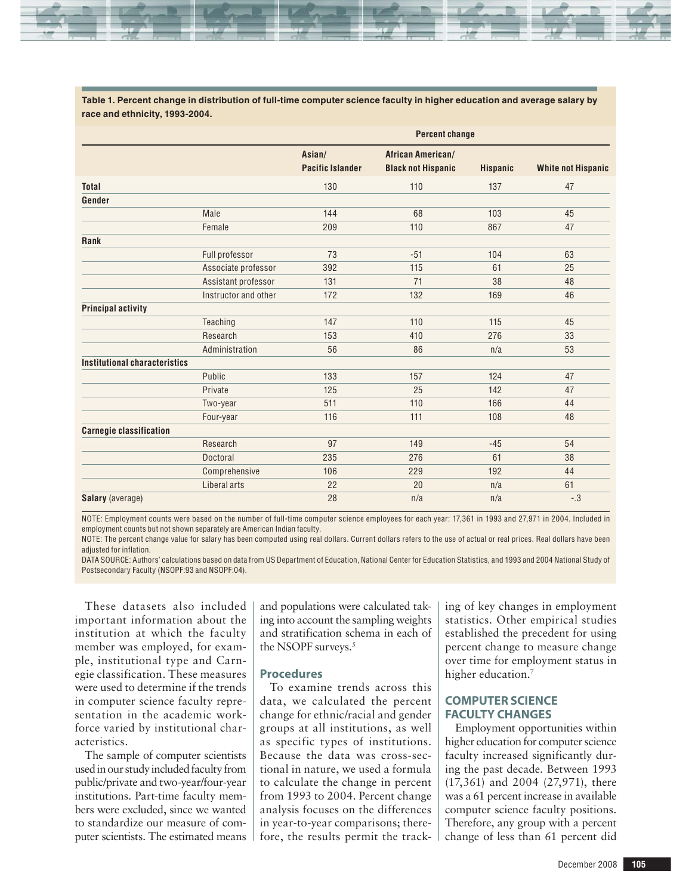**Table 1. Percent change in distribution of full-time computer science faculty in higher education and average salary by race and ethnicity, 1993-2004.**

| | | Percent change | | | |
|---|---|---|---|---|---|
| | | Asian/ Pacific Islander | African American/ Black not Hispanic | Hispanic | White not Hispanic |
| **Total** | | 130 | 110 | 137 | 47 |
| **Gender** | | | | | |
| | Male | 144 | 68 | 103 | 45 |
| | Female | 209 | 110 | 867 | 47 |
| **Rank** | | | | | |
| | Full professor | 73 | -51 | 104 | 63 |
| | Associate professor | 392 | 115 | 61 | 25 |
| | Assistant professor | 131 | 71 | 38 | 48 |
| | Instructor and other | 172 | 132 | 169 | 46 |
| **Principal activity** | | | | | |
| | Teaching | 147 | 110 | 115 | 45 |
| | Research | 153 | 410 | 276 | 33 |
| | Administration | 56 | 86 | n/a | 53 |
| **Institutional characteristics** | | | | | |
| | Public | 133 | 157 | 124 | 47 |
| | Private | 125 | 25 | 142 | 47 |
| | Two-year | 511 | 110 | 166 | 44 |
| | Four-year | 116 | 111 | 108 | 48 |
| **Carnegie classification** | | | | | |
| | Research | 97 | 149 | -45 | 54 |
| | Doctoral | 235 | 276 | 61 | 38 |
| | Comprehensive | 106 | 229 | 192 | 44 |
| | Liberal arts | 22 | 20 | n/a | 61 |
| **Salary** (average) | | 28 | n/a | n/a | -.3 |

NOTE: Employment counts were based on the number of full-time computer science employees for each year: 17,361 in 1993 and 27,971 in 2004. Included in employment counts but not shown separately are American Indian faculty.

NOTE: The percent change value for salary has been computed using real dollars. Current dollars refers to the use of actual or real prices. Real dollars have been adjusted for inflation.

DATA SOURCE: Authors' calculations based on data from US Department of Education, National Center for Education Statistics, and 1993 and 2004 National Study of Postsecondary Faculty (NSOPF:93 and NSOPF:04).

These datasets also included important information about the institution at which the faculty member was employed, for example, institutional type and Carnegie classification. These measures were used to determine if the trends in computer science faculty representation in the academic workforce varied by institutional characteristics.

The sample of computer scientists used in our study included faculty from public/private and two-year/four-year institutions. Part-time faculty members were excluded, since we wanted to standardize our measure of computer scientists. The estimated means and populations were calculated taking into account the sampling weights and stratification schema in each of the NSOPF surveys.[5]

### Procedures

To examine trends across this data, we calculated the percent change for ethnic/racial and gender groups at all institutions, as well as specific types of institutions. Because the data was cross-sectional in nature, we used a formula to calculate the change in percent from 1993 to 2004. Percent change analysis focuses on the differences in year-to-year comparisons; therefore, the results permit the tracking of key changes in employment statistics. Other empirical studies established the precedent for using percent change to measure change over time for employment status in higher education.[7]

## COMPUTER SCIENCE FACULTY CHANGES

Employment opportunities within higher education for computer science faculty increased significantly during the past decade. Between 1993 (17,361) and 2004 (27,971), there was a 61 percent increase in available computer science faculty positions. Therefore, any group with a percent change of less than 61 percent did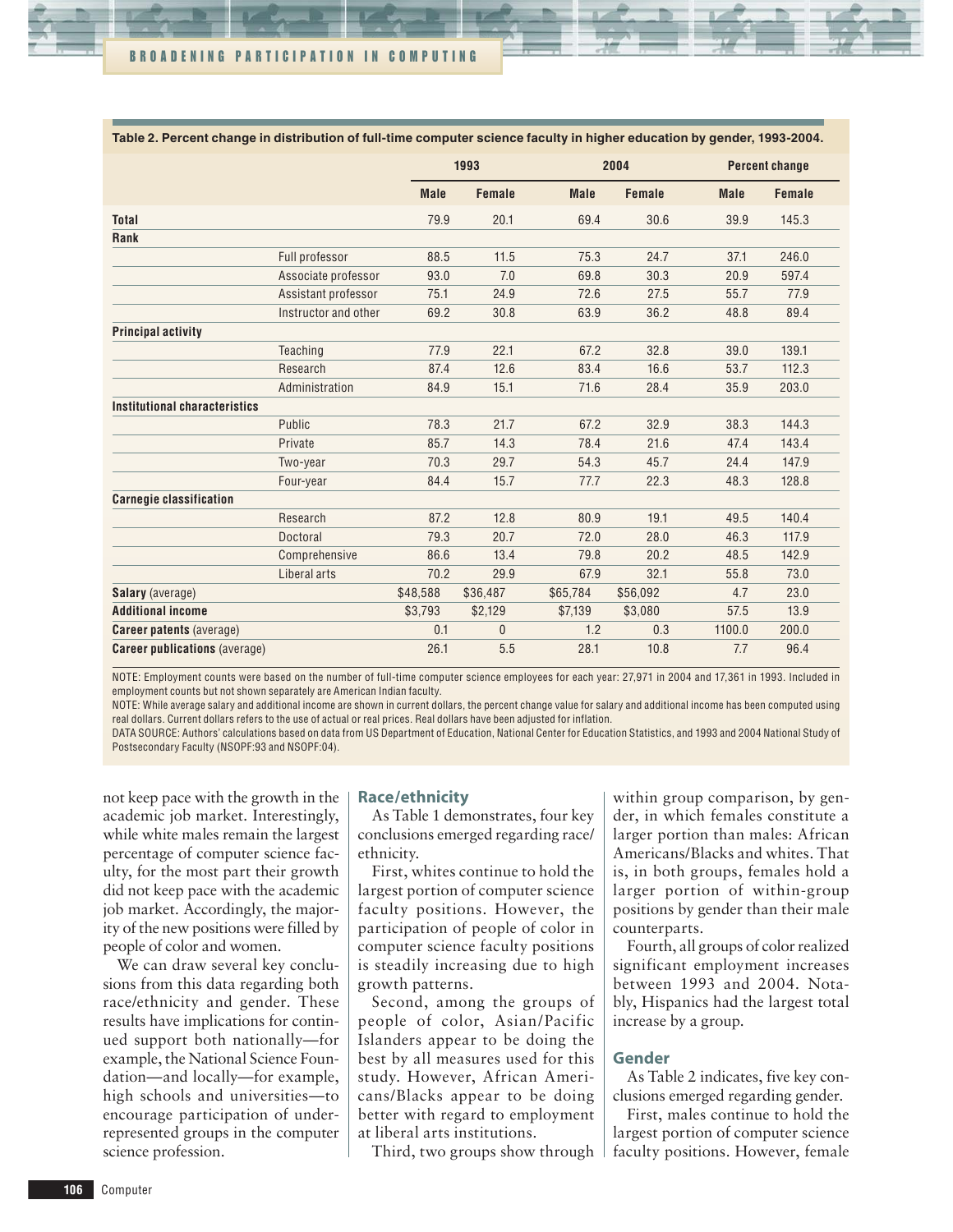**Table 2. Percent change in distribution of full-time computer science faculty in higher education by gender, 1993-2004.**

| | | 1993 | | 2004 | | Percent change | |
|---|---|---|---|---|---|---|---|
| | | **Male** | **Female** | **Male** | **Female** | **Male** | **Female** |
| **Total** | | 79.9 | 20.1 | 69.4 | 30.6 | 39.9 | 145.3 |
| **Rank** | | | | | | | |
| | Full professor | 88.5 | 11.5 | 75.3 | 24.7 | 37.1 | 246.0 |
| | Associate professor | 93.0 | 7.0 | 69.8 | 30.3 | 20.9 | 597.4 |
| | Assistant professor | 75.1 | 24.9 | 72.6 | 27.5 | 55.7 | 77.9 |
| | Instructor and other | 69.2 | 30.8 | 63.9 | 36.2 | 48.8 | 89.4 |
| **Principal activity** | | | | | | | |
| | Teaching | 77.9 | 22.1 | 67.2 | 32.8 | 39.0 | 139.1 |
| | Research | 87.4 | 12.6 | 83.4 | 16.6 | 53.7 | 112.3 |
| | Administration | 84.9 | 15.1 | 71.6 | 28.4 | 35.9 | 203.0 |
| **Institutional characteristics** | | | | | | | |
| | Public | 78.3 | 21.7 | 67.2 | 32.9 | 38.3 | 144.3 |
| | Private | 85.7 | 14.3 | 78.4 | 21.6 | 47.4 | 143.4 |
| | Two-year | 70.3 | 29.7 | 54.3 | 45.7 | 24.4 | 147.9 |
| | Four-year | 84.4 | 15.7 | 77.7 | 22.3 | 48.3 | 128.8 |
| **Carnegie classification** | | | | | | | |
| | Research | 87.2 | 12.8 | 80.9 | 19.1 | 49.5 | 140.4 |
| | Doctoral | 79.3 | 20.7 | 72.0 | 28.0 | 46.3 | 117.9 |
| | Comprehensive | 86.6 | 13.4 | 79.8 | 20.2 | 48.5 | 142.9 |
| | Liberal arts | 70.2 | 29.9 | 67.9 | 32.1 | 55.8 | 73.0 |
| **Salary** (average) | | $48,588 | $36,487 | $65,784 | $56,092 | 4.7 | 23.0 |
| **Additional income** | | $3,793 | $2,129 | $7,139 | $3,080 | 57.5 | 13.9 |
| **Career patents** (average) | | 0.1 | 0 | 1.2 | 0.3 | 1100.0 | 200.0 |
| **Career publications** (average) | | 26.1 | 5.5 | 28.1 | 10.8 | 7.7 | 96.4 |

NOTE: Employment counts were based on the number of full-time computer science employees for each year: 27,971 in 2004 and 17,361 in 1993. Included in employment counts but not shown separately are American Indian faculty.

NOTE: While average salary and additional income are shown in current dollars, the percent change value for salary and additional income has been computed using real dollars. Current dollars refers to the use of actual or real prices. Real dollars have been adjusted for inflation.

DATA SOURCE: Authors' calculations based on data from US Department of Education, National Center for Education Statistics, and 1993 and 2004 National Study of Postsecondary Faculty (NSOPF:93 and NSOPF:04).

not keep pace with the growth in the academic job market. Interestingly, while white males remain the largest percentage of computer science faculty, for the most part their growth did not keep pace with the academic job market. Accordingly, the majority of the new positions were filled by people of color and women.

We can draw several key conclusions from this data regarding both race/ethnicity and gender. These results have implications for continued support both nationally—for example, the National Science Foundation—and locally—for example, high schools and universities—to encourage participation of underrepresented groups in the computer science profession.

### Race/ethnicity

As Table 1 demonstrates, four key conclusions emerged regarding race/ethnicity.

First, whites continue to hold the largest portion of computer science faculty positions. However, the participation of people of color in computer science faculty positions is steadily increasing due to high growth patterns.

Second, among the groups of people of color, Asian/Pacific Islanders appear to be doing the best by all measures used for this study. However, African Americans/Blacks appear to be doing better with regard to employment at liberal arts institutions.

Third, two groups show through within group comparison, by gender, in which females constitute a larger portion than males: African Americans/Blacks and whites. That is, in both groups, females hold a larger portion of within-group positions by gender than their male counterparts.

Fourth, all groups of color realized significant employment increases between 1993 and 2004. Notably, Hispanics had the largest total increase by a group.

### Gender

As Table 2 indicates, five key conclusions emerged regarding gender.

First, males continue to hold the largest portion of computer science faculty positions. However, female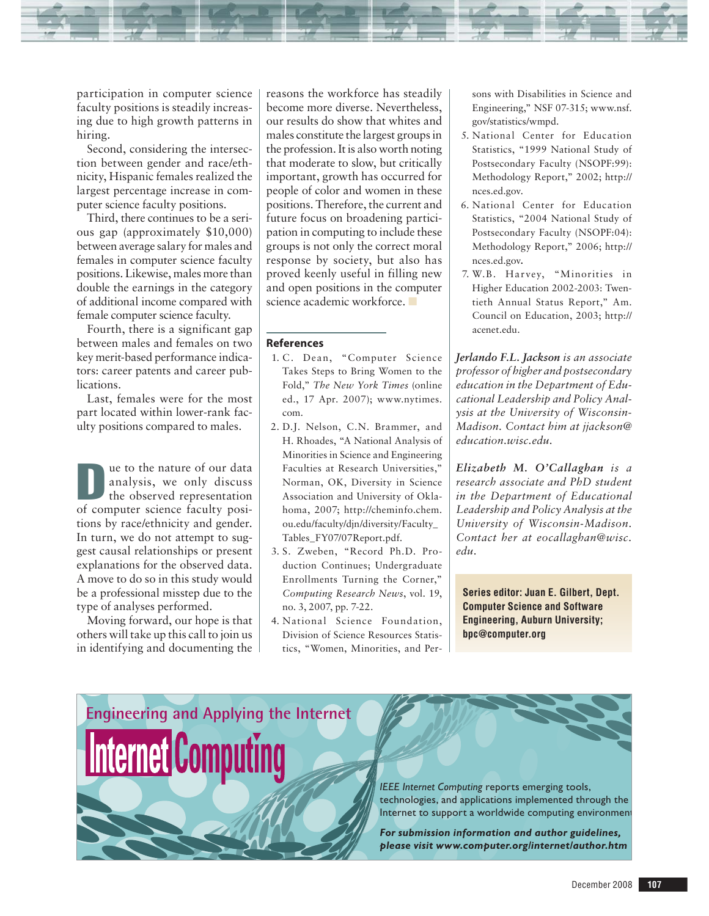participation in computer science faculty positions is steadily increasing due to high growth patterns in hiring.

Second, considering the intersection between gender and race/ethnicity, Hispanic females realized the largest percentage increase in computer science faculty positions.

Third, there continues to be a serious gap (approximately $10,000) between average salary for males and females in computer science faculty positions. Likewise, males more than double the earnings in the category of additional income compared with female computer science faculty.

Fourth, there is a significant gap between males and females on two key merit-based performance indicators: career patents and career publications.

Last, females were for the most part located within lower-rank faculty positions compared to males.

Due to the nature of our data analysis, we only discuss the observed representation of computer science faculty positions by race/ethnicity and gender. In turn, we do not attempt to suggest causal relationships or present explanations for the observed data. A move to do so in this study would be a professional misstep due to the type of analyses performed.

Moving forward, our hope is that others will take up this call to join us in identifying and documenting the reasons the workforce has steadily become more diverse. Nevertheless, our results do show that whites and males constitute the largest groups in the profession. It is also worth noting that moderate to slow, but critically important, growth has occurred for people of color and women in these positions. Therefore, the current and future focus on broadening participation in computing to include these groups is not only the correct moral response by society, but also has proved keenly useful in filling new and open positions in the computer science academic workforce.

## References

1. C. Dean, "Computer Science Takes Steps to Bring Women to the Fold," *The New York Times* (online ed., 17 Apr. 2007); www.nytimes.com.
2. D.J. Nelson, C.N. Brammer, and H. Rhoades, "A National Analysis of Minorities in Science and Engineering Faculties at Research Universities," Norman, OK, Diversity in Science Association and University of Oklahoma, 2007; http://cheminfo.chem.ou.edu/faculty/djn/diversity/Faculty_Tables_FY07/07Report.pdf.
3. S. Zweben, "Record Ph.D. Production Continues; Undergraduate Enrollments Turning the Corner," *Computing Research News*, vol. 19, no. 3, 2007, pp. 7-22.
4. National Science Foundation, Division of Science Resources Statistics, "Women, Minorities, and Persons with Disabilities in Science and Engineering," NSF 07-315; www.nsf.gov/statistics/wmpd.
5. National Center for Education Statistics, "1999 National Study of Postsecondary Faculty (NSOPF:99): Methodology Report," 2002; http://nces.ed.gov.
6. National Center for Education Statistics, "2004 National Study of Postsecondary Faculty (NSOPF:04): Methodology Report," 2006; http://nces.ed.gov.
7. W.B. Harvey, "Minorities in Higher Education 2002-2003: Twentieth Annual Status Report," Am. Council on Education, 2003; http://acenet.edu.

***Jerlando F.L. Jackson*** *is an associate professor of higher and postsecondary education in the Department of Educational Leadership and Policy Analysis at the University of Wisconsin-Madison. Contact him at jjackson@education.wisc.edu.*

***Elizabeth M. O'Callaghan*** *is a research associate and PhD student in the Department of Educational Leadership and Policy Analysis at the University of Wisconsin-Madison. Contact her at eocallaghan@wisc.edu.*

**Series editor: Juan E. Gilbert, Dept. Computer Science and Software Engineering, Auburn University; bpc@computer.org**

Engineering and Applying the Internet

Internet Computing

*IEEE Internet Computing* reports emerging tools, technologies, and applications implemented through the Internet to support a worldwide computing environment.

***For submission information and author guidelines, please visit www.computer.org/internet/author.htm***